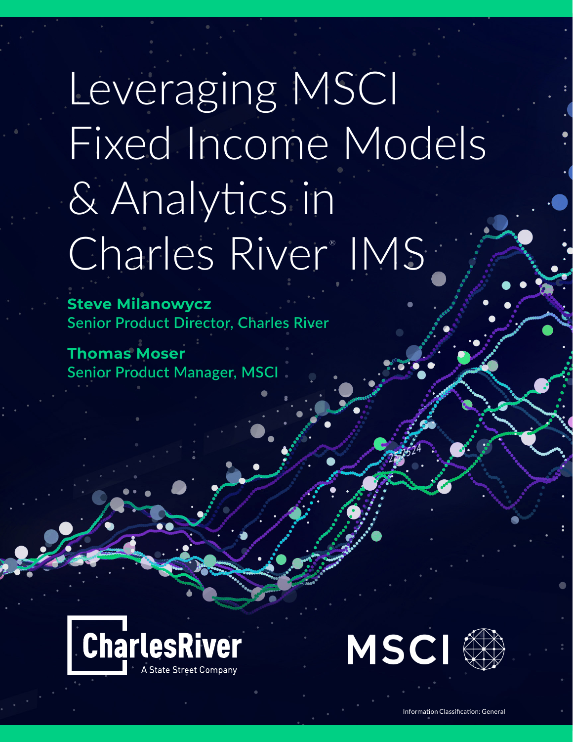# Leveraging MSCI Fixed Income Models & Analytics in Charles River® IMS

**Steve Milanowycz**
Senior Product Director, Charles River

**Thomas Moser**
Senior Product Manager, MSCI

CharlesRiver
A State Street Company

MSCI

Information Classification: General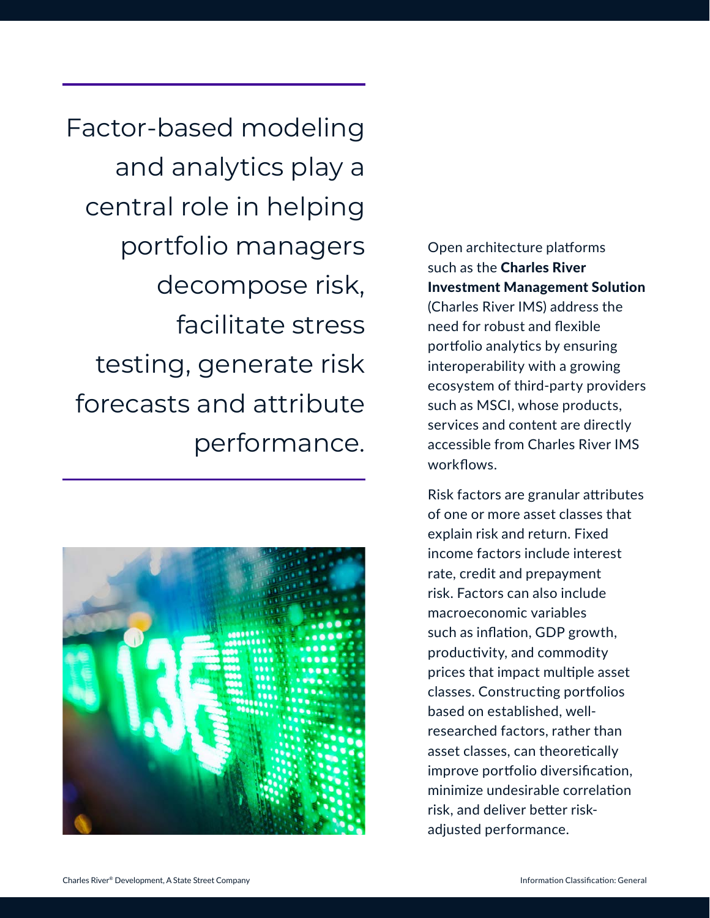> Factor-based modeling and analytics play a central role in helping portfolio managers decompose risk, facilitate stress testing, generate risk forecasts and attribute performance.

Open architecture platforms such as the **Charles River Investment Management Solution** (Charles River IMS) address the need for robust and flexible portfolio analytics by ensuring interoperability with a growing ecosystem of third-party providers such as MSCI, whose products, services and content are directly accessible from Charles River IMS workflows.

Risk factors are granular attributes of one or more asset classes that explain risk and return. Fixed income factors include interest rate, credit and prepayment risk. Factors can also include macroeconomic variables such as inflation, GDP growth, productivity, and commodity prices that impact multiple asset classes. Constructing portfolios based on established, well-researched factors, rather than asset classes, can theoretically improve portfolio diversification, minimize undesirable correlation risk, and deliver better risk-adjusted performance.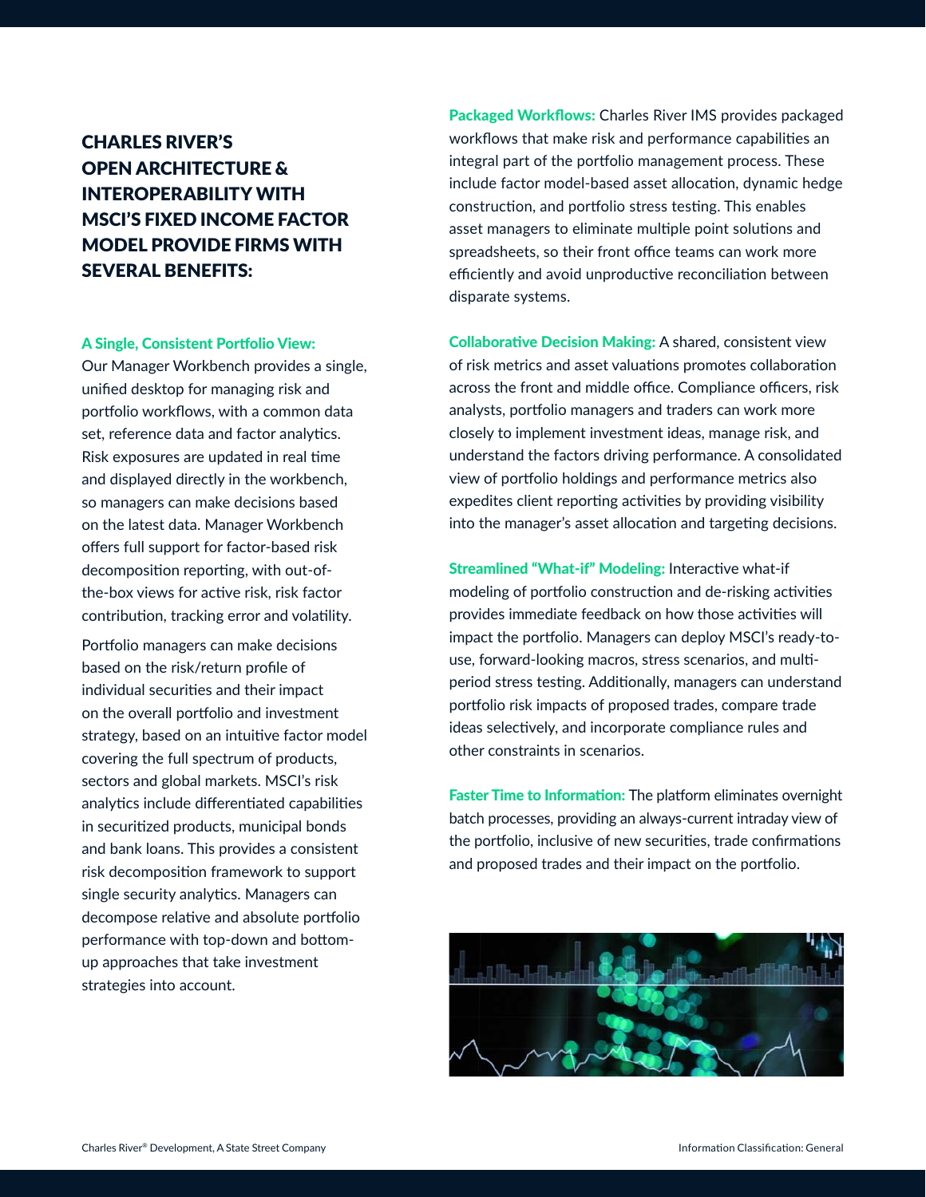## CHARLES RIVER'S OPEN ARCHITECTURE & INTEROPERABILITY WITH MSCI'S FIXED INCOME FACTOR MODEL PROVIDE FIRMS WITH SEVERAL BENEFITS:

**A Single, Consistent Portfolio View:** Our Manager Workbench provides a single, unified desktop for managing risk and portfolio workflows, with a common data set, reference data and factor analytics. Risk exposures are updated in real time and displayed directly in the workbench, so managers can make decisions based on the latest data. Manager Workbench offers full support for factor-based risk decomposition reporting, with out-of-the-box views for active risk, risk factor contribution, tracking error and volatility.

Portfolio managers can make decisions based on the risk/return profile of individual securities and their impact on the overall portfolio and investment strategy, based on an intuitive factor model covering the full spectrum of products, sectors and global markets. MSCI's risk analytics include differentiated capabilities in securitized products, municipal bonds and bank loans. This provides a consistent risk decomposition framework to support single security analytics. Managers can decompose relative and absolute portfolio performance with top-down and bottom-up approaches that take investment strategies into account.

**Packaged Workflows:** Charles River IMS provides packaged workflows that make risk and performance capabilities an integral part of the portfolio management process. These include factor model-based asset allocation, dynamic hedge construction, and portfolio stress testing. This enables asset managers to eliminate multiple point solutions and spreadsheets, so their front office teams can work more efficiently and avoid unproductive reconciliation between disparate systems.

**Collaborative Decision Making:** A shared, consistent view of risk metrics and asset valuations promotes collaboration across the front and middle office. Compliance officers, risk analysts, portfolio managers and traders can work more closely to implement investment ideas, manage risk, and understand the factors driving performance. A consolidated view of portfolio holdings and performance metrics also expedites client reporting activities by providing visibility into the manager's asset allocation and targeting decisions.

**Streamlined "What-if" Modeling:** Interactive what-if modeling of portfolio construction and de-risking activities provides immediate feedback on how those activities will impact the portfolio. Managers can deploy MSCI's ready-to-use, forward-looking macros, stress scenarios, and multi-period stress testing. Additionally, managers can understand portfolio risk impacts of proposed trades, compare trade ideas selectively, and incorporate compliance rules and other constraints in scenarios.

**Faster Time to Information:** The platform eliminates overnight batch processes, providing an always-current intraday view of the portfolio, inclusive of new securities, trade confirmations and proposed trades and their impact on the portfolio.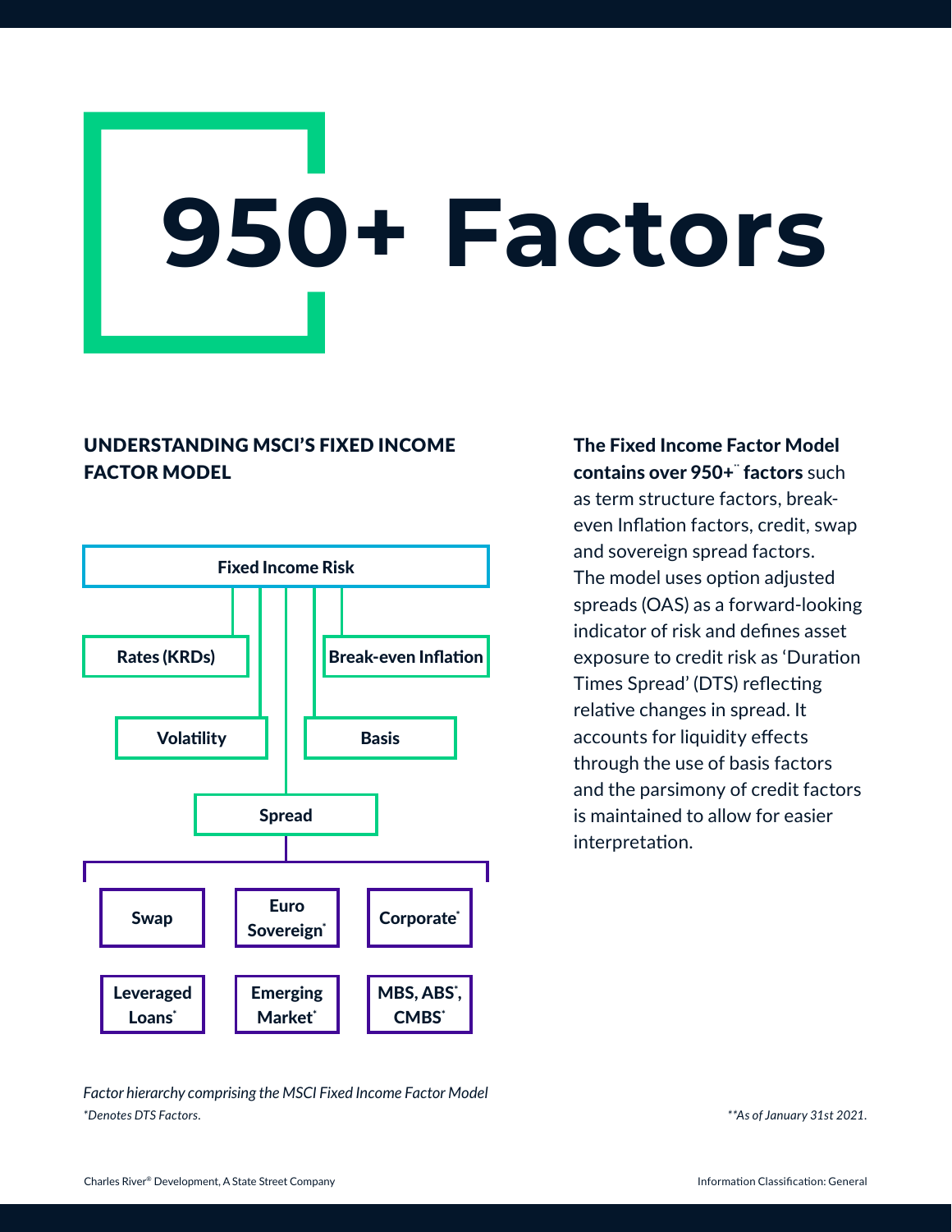# 950+ Factors

## UNDERSTANDING MSCI'S FIXED INCOME FACTOR MODEL

Fixed Income Risk

- Rates (KRDs)
- Break-even Inflation
- Volatility
- Basis
- Spread
  - Swap
  - Euro Sovereign*
  - Corporate*
  - Leveraged Loans*
  - Emerging Market*
  - MBS, ABS*, CMBS*

*Factor hierarchy comprising the MSCI Fixed Income Factor Model*

*\*Denotes DTS Factors.*

**The Fixed Income Factor Model contains over 950+\*\* factors** such as term structure factors, break-even Inflation factors, credit, swap and sovereign spread factors. The model uses option adjusted spreads (OAS) as a forward-looking indicator of risk and defines asset exposure to credit risk as 'Duration Times Spread' (DTS) reflecting relative changes in spread. It accounts for liquidity effects through the use of basis factors and the parsimony of credit factors is maintained to allow for easier interpretation.

*\*\*As of January 31st 2021.*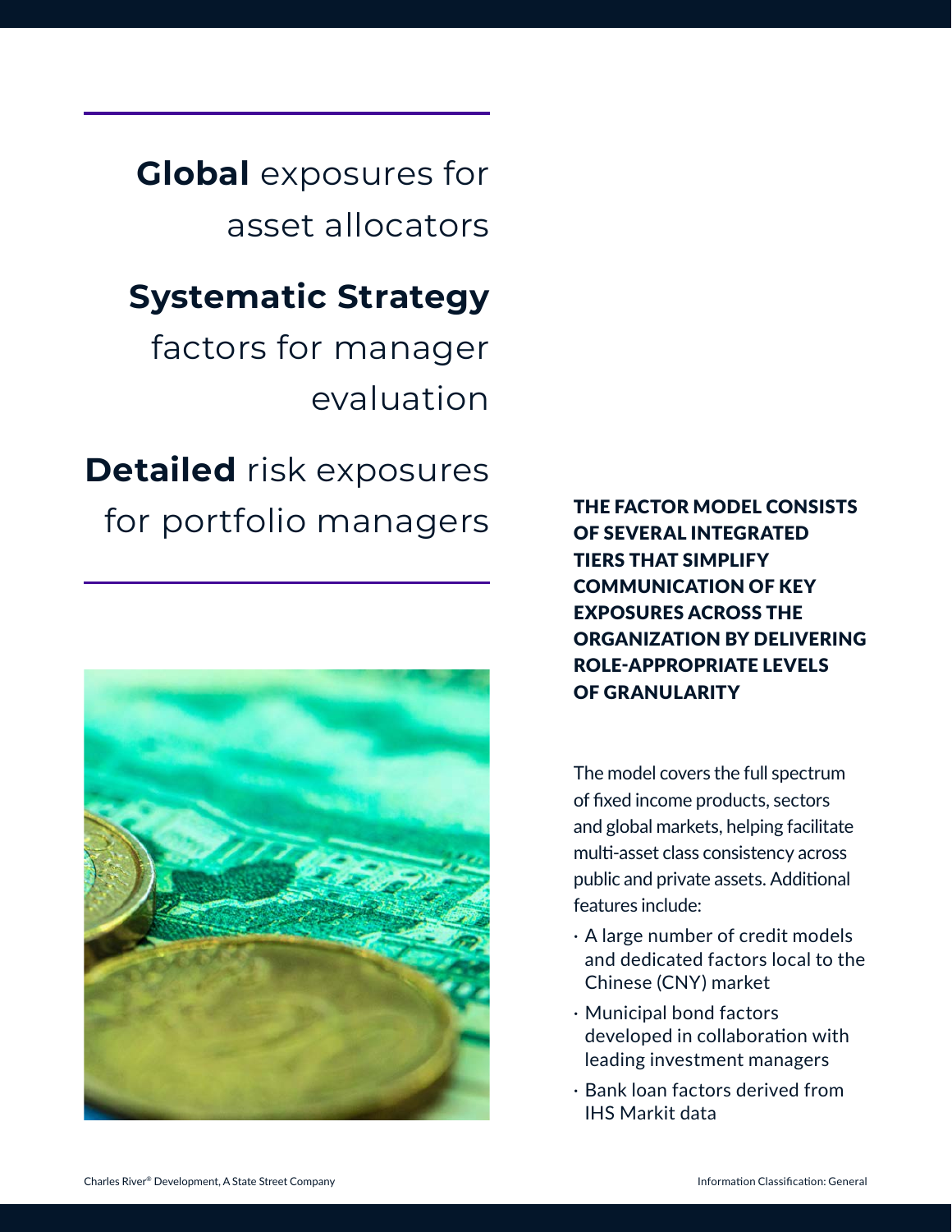**Global** exposures for asset allocators

**Systematic Strategy** factors for manager evaluation

**Detailed** risk exposures for portfolio managers

**THE FACTOR MODEL CONSISTS OF SEVERAL INTEGRATED TIERS THAT SIMPLIFY COMMUNICATION OF KEY EXPOSURES ACROSS THE ORGANIZATION BY DELIVERING ROLE-APPROPRIATE LEVELS OF GRANULARITY**

The model covers the full spectrum of fixed income products, sectors and global markets, helping facilitate multi-asset class consistency across public and private assets. Additional features include:

- A large number of credit models and dedicated factors local to the Chinese (CNY) market
- Municipal bond factors developed in collaboration with leading investment managers
- Bank loan factors derived from IHS Markit data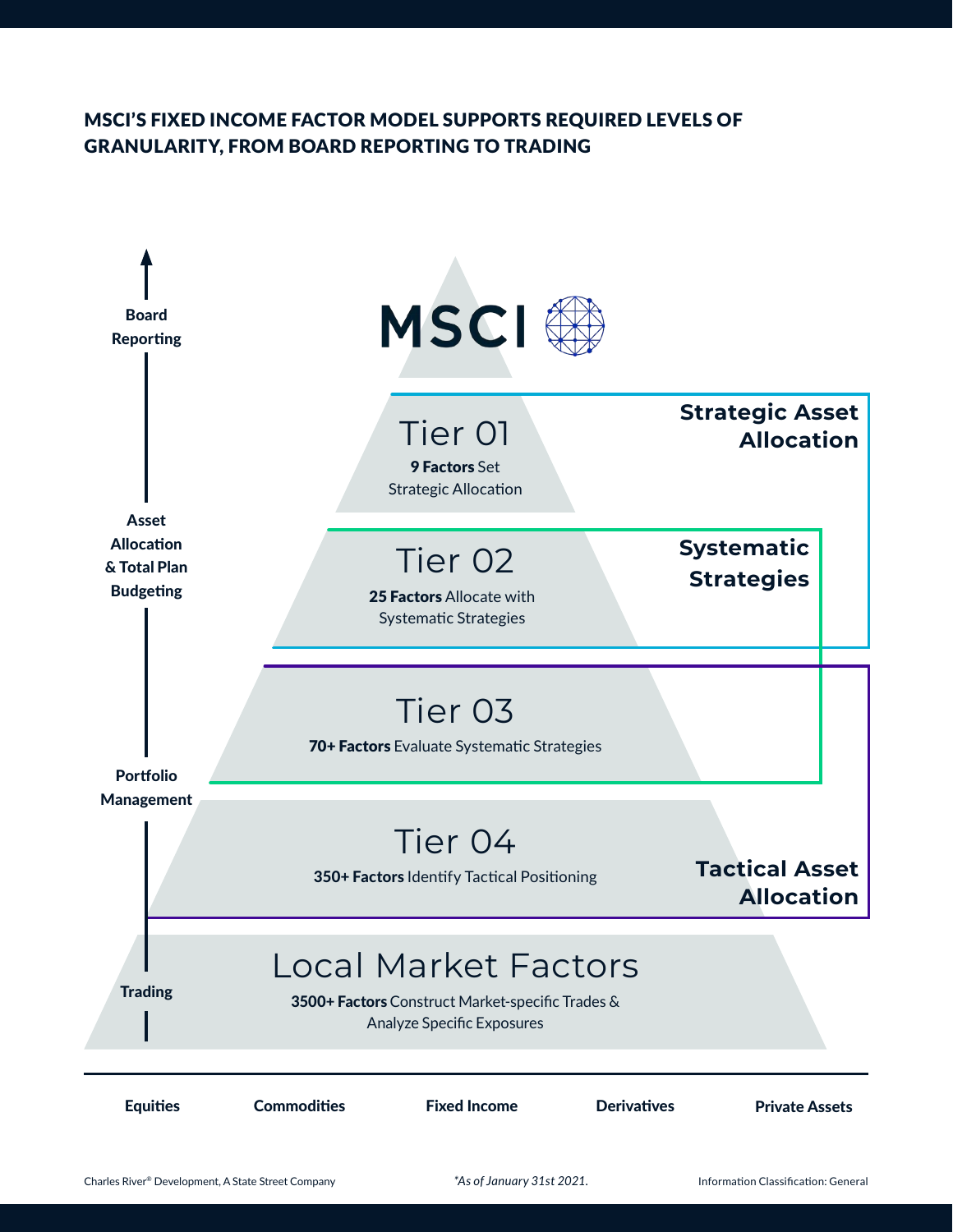## MSCI'S FIXED INCOME FACTOR MODEL SUPPORTS REQUIRED LEVELS OF GRANULARITY, FROM BOARD REPORTING TO TRADING

MSCI

**Board Reporting**

**Asset Allocation & Total Plan Budgeting**

**Portfolio Management**

**Trading**

Tier 01

**9 Factors** Set Strategic Allocation

Tier 02

**25 Factors** Allocate with Systematic Strategies

Tier 03

**70+ Factors** Evaluate Systematic Strategies

Tier 04

**350+ Factors** Identify Tactical Positioning

Local Market Factors

**3500+ Factors** Construct Market-specific Trades & Analyze Specific Exposures

**Strategic Asset Allocation**

**Systematic Strategies**

**Tactical Asset Allocation**

**Equities** **Commodities** **Fixed Income** **Derivatives** **Private Assets**

Charles River® Development, A State Street Company

*\*As of January 31st 2021.*

Information Classification: General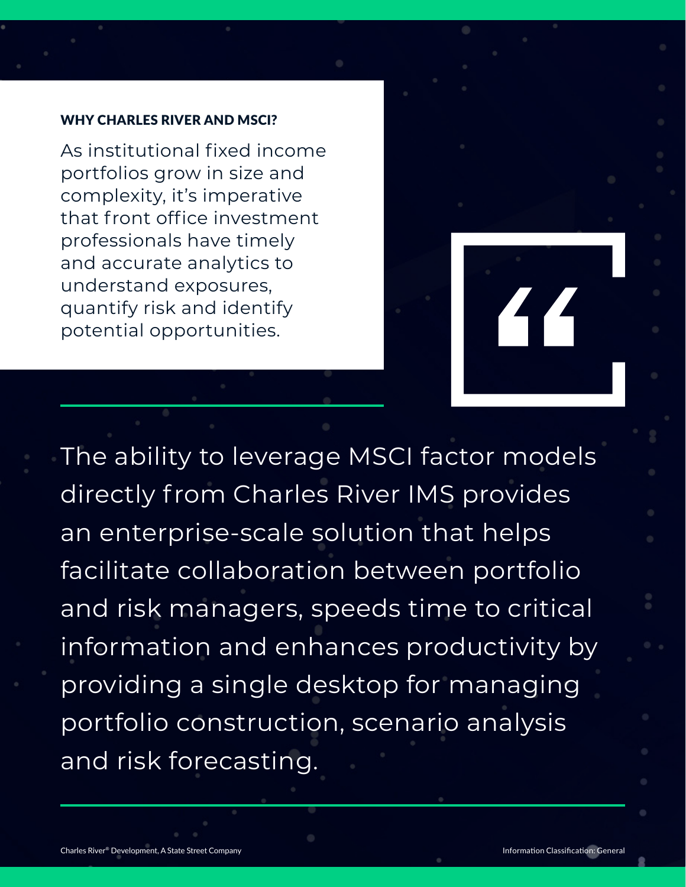## WHY CHARLES RIVER AND MSCI?

As institutional fixed income portfolios grow in size and complexity, it's imperative that front office investment professionals have timely and accurate analytics to understand exposures, quantify risk and identify potential opportunities.

> The ability to leverage MSCI factor models directly from Charles River IMS provides an enterprise-scale solution that helps facilitate collaboration between portfolio and risk managers, speeds time to critical information and enhances productivity by providing a single desktop for managing portfolio construction, scenario analysis and risk forecasting.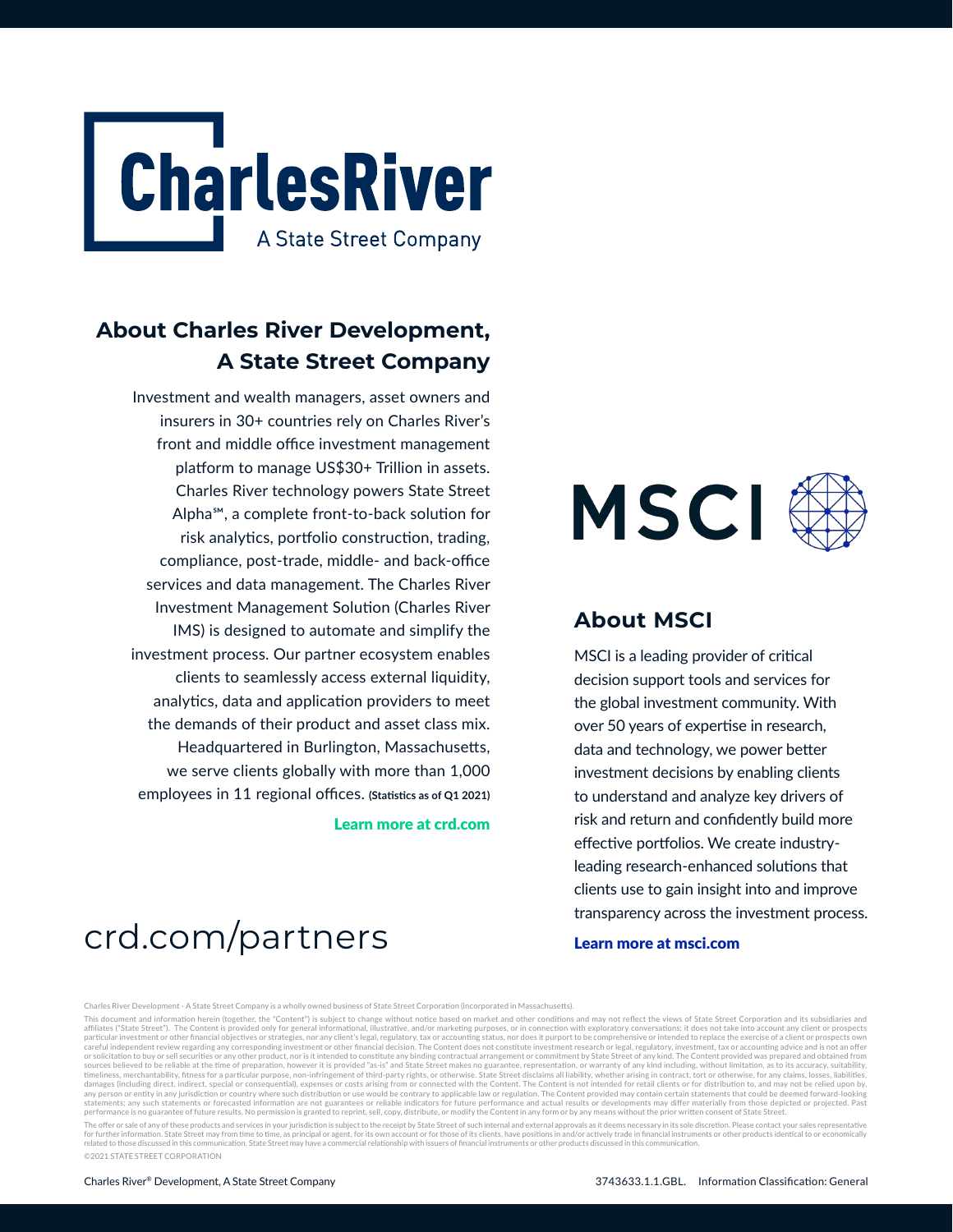CharlesRiver
A State Street Company

## About Charles River Development, A State Street Company

Investment and wealth managers, asset owners and insurers in 30+ countries rely on Charles River's front and middle office investment management platform to manage US$30+ Trillion in assets. Charles River technology powers State Street Alpha℠, a complete front-to-back solution for risk analytics, portfolio construction, trading, compliance, post-trade, middle- and back-office services and data management. The Charles River Investment Management Solution (Charles River IMS) is designed to automate and simplify the investment process. Our partner ecosystem enables clients to seamlessly access external liquidity, analytics, data and application providers to meet the demands of their product and asset class mix. Headquartered in Burlington, Massachusetts, we serve clients globally with more than 1,000 employees in 11 regional offices. **(Statistics as of Q1 2021)**

**Learn more at crd.com**

crd.com/partners

MSCI

## About MSCI

MSCI is a leading provider of critical decision support tools and services for the global investment community. With over 50 years of expertise in research, data and technology, we power better investment decisions by enabling clients to understand and analyze key drivers of risk and return and confidently build more effective portfolios. We create industry-leading research-enhanced solutions that clients use to gain insight into and improve transparency across the investment process.

**Learn more at msci.com**

Charles River Development - A State Street Company is a wholly owned business of State Street Corporation (incorporated in Massachusetts).

This document and information herein (together, the "Content") is subject to change without notice based on market and other conditions and may not reflect the views of State Street Corporation and its subsidiaries and affiliates ("State Street"). The Content is provided only for general informational, illustrative, and/or marketing purposes, or in connection with exploratory conversations; it does not take into account any client or prospects particular investment or other financial objectives or strategies, nor any client's legal, regulatory, tax or accounting status, nor does it purport to be comprehensive or intended to replace the exercise of a client or prospects own careful independent review regarding any corresponding investment or other financial decision. The Content does not constitute investment research or legal, regulatory, investment, tax or accounting advice and is not an offer or solicitation to buy or sell securities or any other product, nor is it intended to constitute any binding contractual arrangement or commitment by State Street of any kind. The Content provided was prepared and obtained from sources believed to be reliable at the time of preparation, however it is provided "as-is" and State Street makes no guarantee, representation, or warranty of any kind including, without limitation, as to its accuracy, suitability, timeliness, merchantability, fitness for a particular purpose, non-infringement of third-party rights, or otherwise. State Street disclaims all liability, whether arising in contract, tort or otherwise, for any claims, losses, liabilities, damages (including direct, indirect, special or consequential), expenses or costs arising from or connected with the Content. The Content is not intended for retail clients or for distribution to, and may not be relied upon by, any person or entity in any jurisdiction or country where such distribution or use would be contrary to applicable law or regulation. The Content provided may contain certain statements that could be deemed forward-looking statements; any such statements or forecasted information are not guarantees or reliable indicators for future performance and actual results or developments may differ materially from those depicted or projected. Past performance is no guarantee of future results. No permission is granted to reprint, sell, copy, distribute, or modify the Content in any form or by any means without the prior written consent of State Street.

The offer or sale of any of these products and services in your jurisdiction is subject to the receipt by State Street of such internal and external approvals as it deems necessary in its sole discretion. Please contact your sales representative for further information. State Street may from time to time, as principal or agent, for its own account or for those of its clients, have positions in and/or actively trade in financial instruments or other products identical to or economically related to those discussed in this communication. State Street may have a commercial relationship with issuers of financial instruments or other products discussed in this communication.

©2021 STATE STREET CORPORATION

Charles River® Development, A State Street Company

3743633.1.1.GBL. Information Classification: General